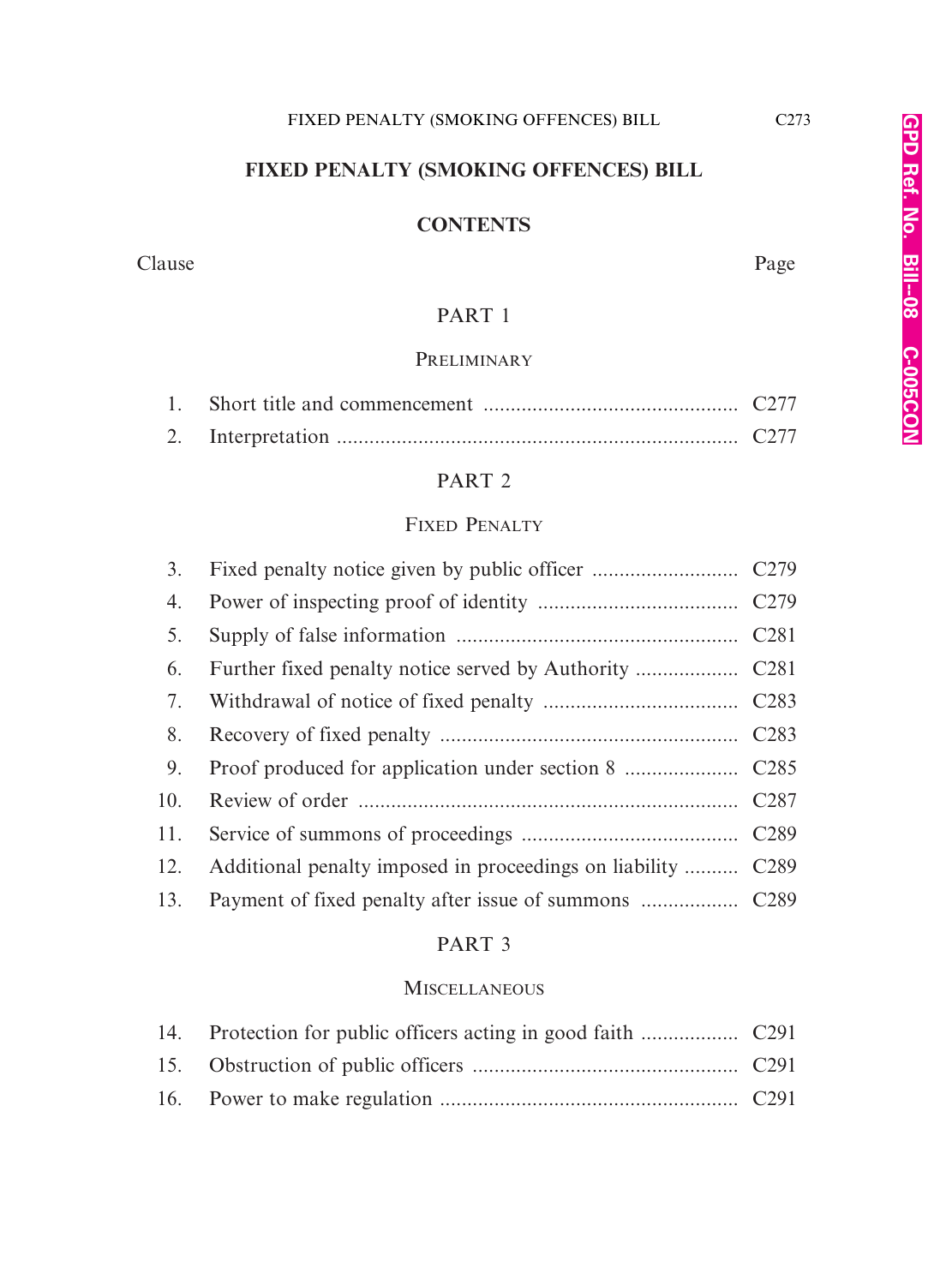# FIXED PENALTY (SMOKING OFFENCES) BILL

## CONTENTS

| Clause | | Page |
|---|---|---|
| | **PART 1** | |
| | PRELIMINARY | |
| 1. | Short title and commencement | C277 |
| 2. | Interpretation | C277 |
| | **PART 2** | |
| | FIXED PENALTY | |
| 3. | Fixed penalty notice given by public officer | C279 |
| 4. | Power of inspecting proof of identity | C279 |
| 5. | Supply of false information | C281 |
| 6. | Further fixed penalty notice served by Authority | C281 |
| 7. | Withdrawal of notice of fixed penalty | C283 |
| 8. | Recovery of fixed penalty | C283 |
| 9. | Proof produced for application under section 8 | C285 |
| 10. | Review of order | C287 |
| 11. | Service of summons of proceedings | C289 |
| 12. | Additional penalty imposed in proceedings on liability | C289 |
| 13. | Payment of fixed penalty after issue of summons | C289 |
| | **PART 3** | |
| | MISCELLANEOUS | |
| 14. | Protection for public officers acting in good faith | C291 |
| 15. | Obstruction of public officers | C291 |
| 16. | Power to make regulation | C291 |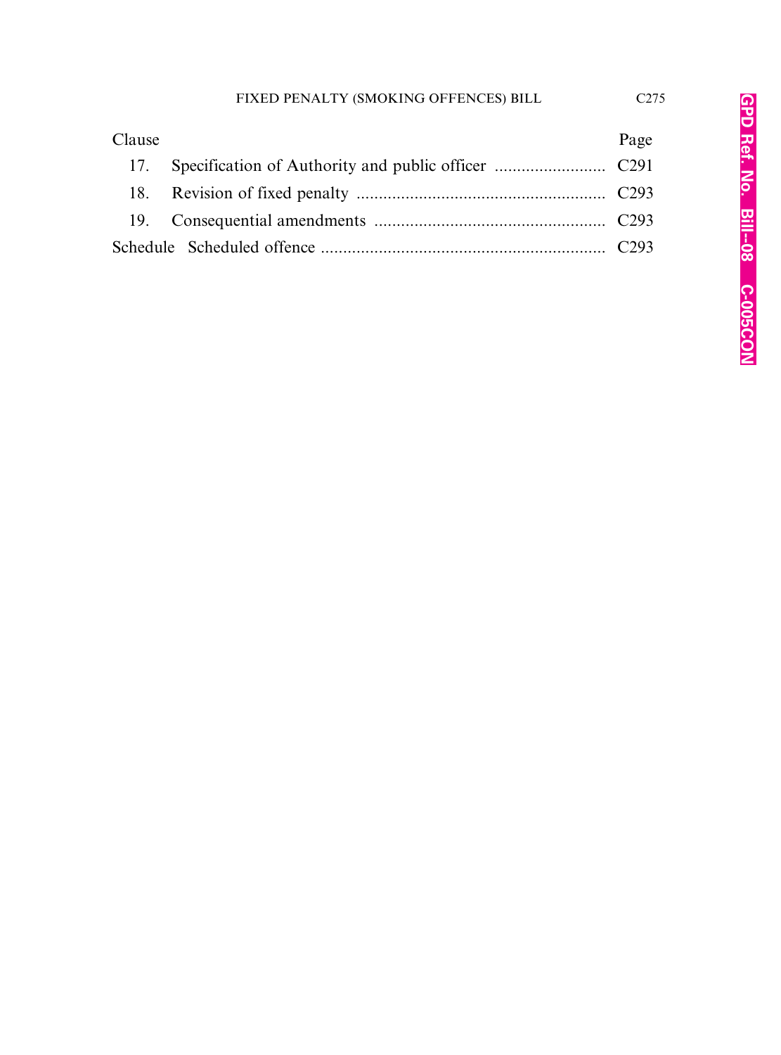| Clause | | Page |
|---|---|---|
| 17. | Specification of Authority and public officer | C291 |
| 18. | Revision of fixed penalty | C293 |
| 19. | Consequential amendments | C293 |
| Schedule | Scheduled offence | C293 |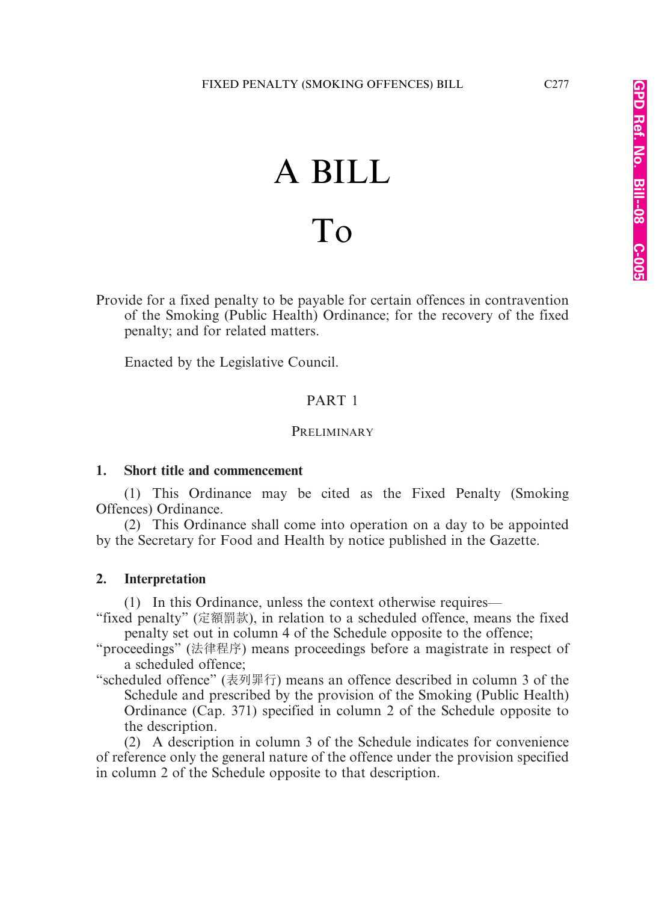# A BILL

# To

Provide for a fixed penalty to be payable for certain offences in contravention of the Smoking (Public Health) Ordinance; for the recovery of the fixed penalty; and for related matters.

Enacted by the Legislative Council.

## PART 1

### PRELIMINARY

**1. Short title and commencement**

(1) This Ordinance may be cited as the Fixed Penalty (Smoking Offences) Ordinance.

(2) This Ordinance shall come into operation on a day to be appointed by the Secretary for Food and Health by notice published in the Gazette.

**2. Interpretation**

(1) In this Ordinance, unless the context otherwise requires—

"fixed penalty" (定額罰款), in relation to a scheduled offence, means the fixed penalty set out in column 4 of the Schedule opposite to the offence;

"proceedings" (法律程序) means proceedings before a magistrate in respect of a scheduled offence;

"scheduled offence" (表列罪行) means an offence described in column 3 of the Schedule and prescribed by the provision of the Smoking (Public Health) Ordinance (Cap. 371) specified in column 2 of the Schedule opposite to the description.

(2) A description in column 3 of the Schedule indicates for convenience of reference only the general nature of the offence under the provision specified in column 2 of the Schedule opposite to that description.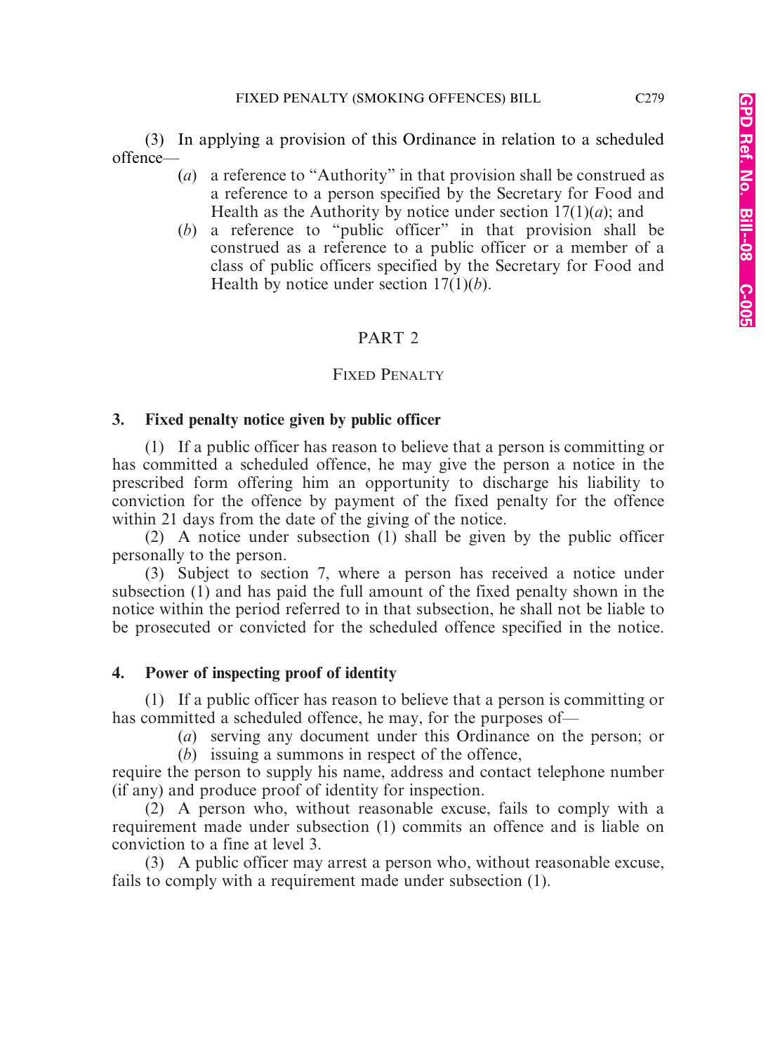(3) In applying a provision of this Ordinance in relation to a scheduled offence—

- (*a*) a reference to "Authority" in that provision shall be construed as a reference to a person specified by the Secretary for Food and Health as the Authority by notice under section 17(1)(*a*); and
- (*b*) a reference to "public officer" in that provision shall be construed as a reference to a public officer or a member of a class of public officers specified by the Secretary for Food and Health by notice under section 17(1)(*b*).

## PART 2

## FIXED PENALTY

### 3. Fixed penalty notice given by public officer

(1) If a public officer has reason to believe that a person is committing or has committed a scheduled offence, he may give the person a notice in the prescribed form offering him an opportunity to discharge his liability to conviction for the offence by payment of the fixed penalty for the offence within 21 days from the date of the giving of the notice.

(2) A notice under subsection (1) shall be given by the public officer personally to the person.

(3) Subject to section 7, where a person has received a notice under subsection (1) and has paid the full amount of the fixed penalty shown in the notice within the period referred to in that subsection, he shall not be liable to be prosecuted or convicted for the scheduled offence specified in the notice.

### 4. Power of inspecting proof of identity

(1) If a public officer has reason to believe that a person is committing or has committed a scheduled offence, he may, for the purposes of—

- (*a*) serving any document under this Ordinance on the person; or
- (*b*) issuing a summons in respect of the offence,

require the person to supply his name, address and contact telephone number (if any) and produce proof of identity for inspection.

(2) A person who, without reasonable excuse, fails to comply with a requirement made under subsection (1) commits an offence and is liable on conviction to a fine at level 3.

(3) A public officer may arrest a person who, without reasonable excuse, fails to comply with a requirement made under subsection (1).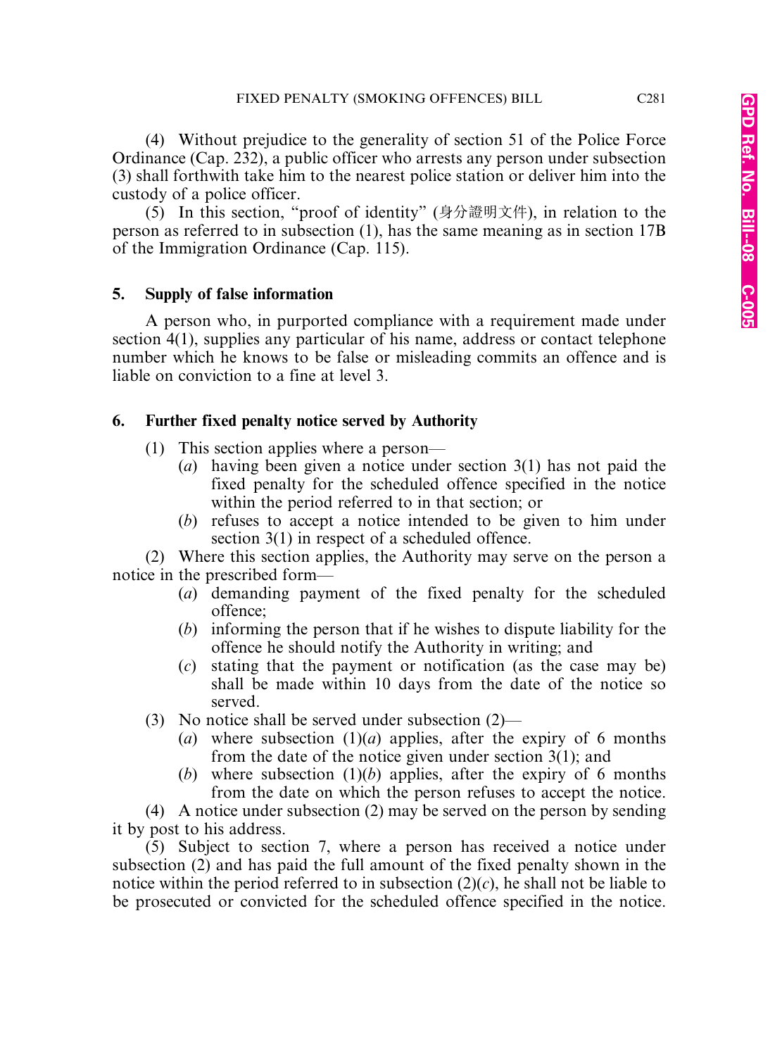(4) Without prejudice to the generality of section 51 of the Police Force Ordinance (Cap. 232), a public officer who arrests any person under subsection (3) shall forthwith take him to the nearest police station or deliver him into the custody of a police officer.

(5) In this section, "proof of identity" (身分證明文件), in relation to the person as referred to in subsection (1), has the same meaning as in section 17B of the Immigration Ordinance (Cap. 115).

**5. Supply of false information**

A person who, in purported compliance with a requirement made under section 4(1), supplies any particular of his name, address or contact telephone number which he knows to be false or misleading commits an offence and is liable on conviction to a fine at level 3.

**6. Further fixed penalty notice served by Authority**

(1) This section applies where a person—

(*a*) having been given a notice under section 3(1) has not paid the fixed penalty for the scheduled offence specified in the notice within the period referred to in that section; or

(*b*) refuses to accept a notice intended to be given to him under section 3(1) in respect of a scheduled offence.

(2) Where this section applies, the Authority may serve on the person a notice in the prescribed form—

(*a*) demanding payment of the fixed penalty for the scheduled offence;

(*b*) informing the person that if he wishes to dispute liability for the offence he should notify the Authority in writing; and

(*c*) stating that the payment or notification (as the case may be) shall be made within 10 days from the date of the notice so served.

(3) No notice shall be served under subsection (2)—

(*a*) where subsection (1)(*a*) applies, after the expiry of 6 months from the date of the notice given under section 3(1); and

(*b*) where subsection (1)(*b*) applies, after the expiry of 6 months from the date on which the person refuses to accept the notice.

(4) A notice under subsection (2) may be served on the person by sending it by post to his address.

(5) Subject to section 7, where a person has received a notice under subsection (2) and has paid the full amount of the fixed penalty shown in the notice within the period referred to in subsection (2)(*c*), he shall not be liable to be prosecuted or convicted for the scheduled offence specified in the notice.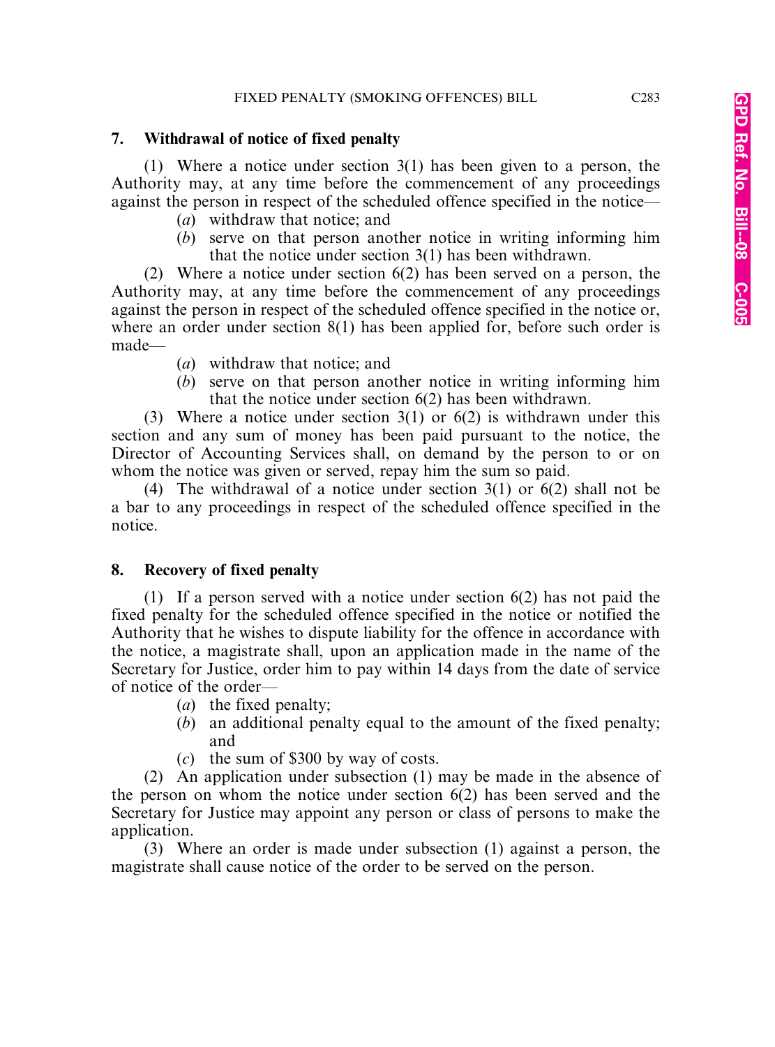## 7. Withdrawal of notice of fixed penalty

(1) Where a notice under section 3(1) has been given to a person, the Authority may, at any time before the commencement of any proceedings against the person in respect of the scheduled offence specified in the notice—

(*a*) withdraw that notice; and

(*b*) serve on that person another notice in writing informing him that the notice under section 3(1) has been withdrawn.

(2) Where a notice under section 6(2) has been served on a person, the Authority may, at any time before the commencement of any proceedings against the person in respect of the scheduled offence specified in the notice or, where an order under section 8(1) has been applied for, before such order is made—

(*a*) withdraw that notice; and

(*b*) serve on that person another notice in writing informing him that the notice under section 6(2) has been withdrawn.

(3) Where a notice under section 3(1) or 6(2) is withdrawn under this section and any sum of money has been paid pursuant to the notice, the Director of Accounting Services shall, on demand by the person to or on whom the notice was given or served, repay him the sum so paid.

(4) The withdrawal of a notice under section 3(1) or 6(2) shall not be a bar to any proceedings in respect of the scheduled offence specified in the notice.

## 8. Recovery of fixed penalty

(1) If a person served with a notice under section 6(2) has not paid the fixed penalty for the scheduled offence specified in the notice or notified the Authority that he wishes to dispute liability for the offence in accordance with the notice, a magistrate shall, upon an application made in the name of the Secretary for Justice, order him to pay within 14 days from the date of service of notice of the order—

(*a*) the fixed penalty;

(*b*) an additional penalty equal to the amount of the fixed penalty; and

(*c*) the sum of $300 by way of costs.

(2) An application under subsection (1) may be made in the absence of the person on whom the notice under section 6(2) has been served and the Secretary for Justice may appoint any person or class of persons to make the application.

(3) Where an order is made under subsection (1) against a person, the magistrate shall cause notice of the order to be served on the person.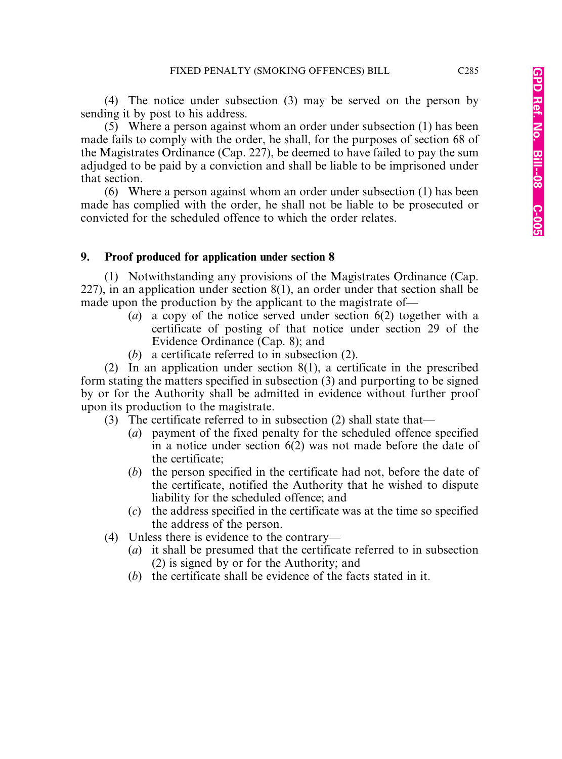(4) The notice under subsection (3) may be served on the person by sending it by post to his address.

(5) Where a person against whom an order under subsection (1) has been made fails to comply with the order, he shall, for the purposes of section 68 of the Magistrates Ordinance (Cap. 227), be deemed to have failed to pay the sum adjudged to be paid by a conviction and shall be liable to be imprisoned under that section.

(6) Where a person against whom an order under subsection (1) has been made has complied with the order, he shall not be liable to be prosecuted or convicted for the scheduled offence to which the order relates.

**9. Proof produced for application under section 8**

(1) Notwithstanding any provisions of the Magistrates Ordinance (Cap. 227), in an application under section 8(1), an order under that section shall be made upon the production by the applicant to the magistrate of—

- (*a*) a copy of the notice served under section 6(2) together with a certificate of posting of that notice under section 29 of the Evidence Ordinance (Cap. 8); and
- (*b*) a certificate referred to in subsection (2).

(2) In an application under section 8(1), a certificate in the prescribed form stating the matters specified in subsection (3) and purporting to be signed by or for the Authority shall be admitted in evidence without further proof upon its production to the magistrate.

(3) The certificate referred to in subsection (2) shall state that—

- (*a*) payment of the fixed penalty for the scheduled offence specified in a notice under section 6(2) was not made before the date of the certificate;
- (*b*) the person specified in the certificate had not, before the date of the certificate, notified the Authority that he wished to dispute liability for the scheduled offence; and
- (*c*) the address specified in the certificate was at the time so specified the address of the person.

(4) Unless there is evidence to the contrary—

- (*a*) it shall be presumed that the certificate referred to in subsection (2) is signed by or for the Authority; and
- (*b*) the certificate shall be evidence of the facts stated in it.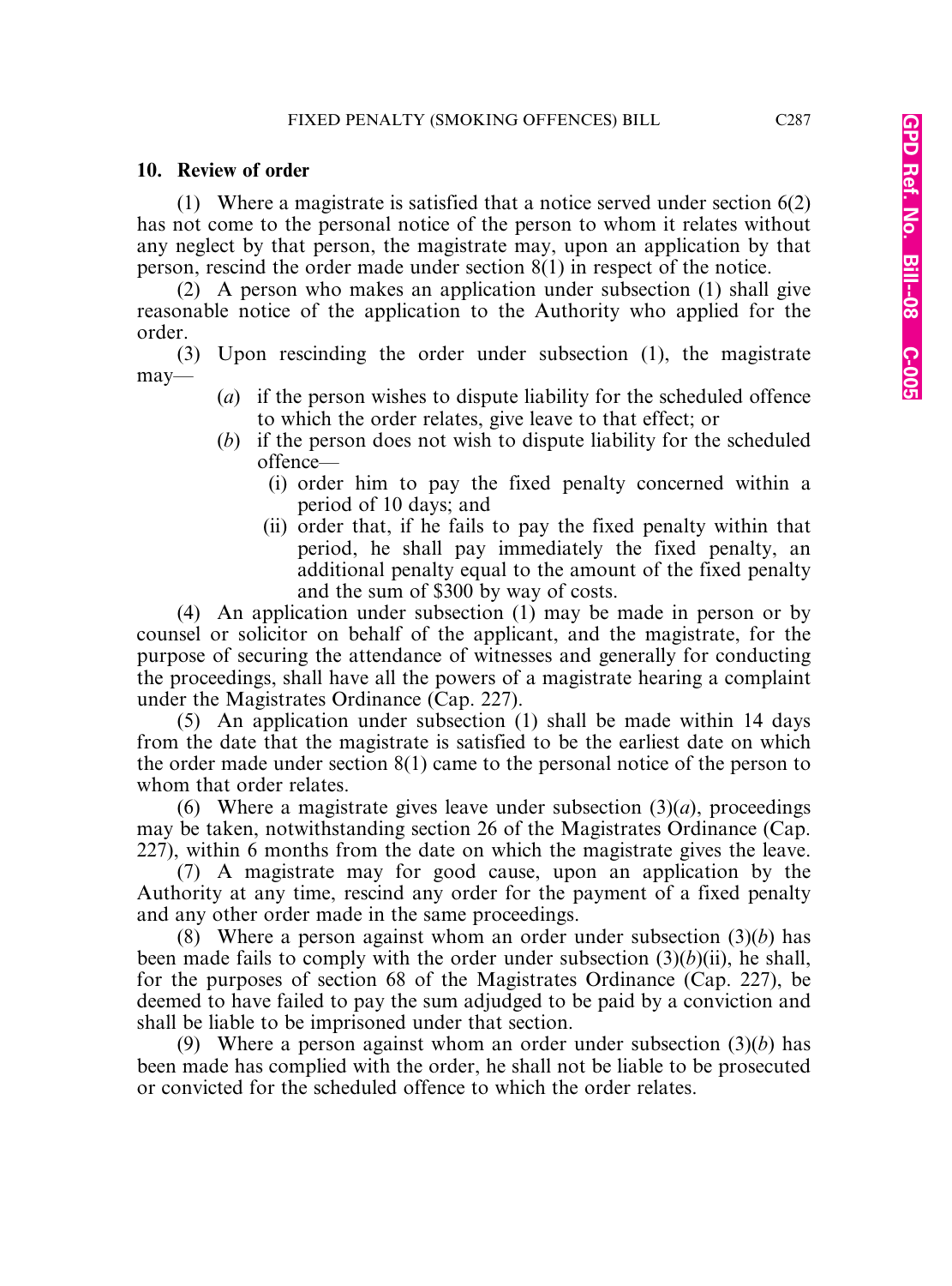## 10. Review of order

(1) Where a magistrate is satisfied that a notice served under section 6(2) has not come to the personal notice of the person to whom it relates without any neglect by that person, the magistrate may, upon an application by that person, rescind the order made under section 8(1) in respect of the notice.

(2) A person who makes an application under subsection (1) shall give reasonable notice of the application to the Authority who applied for the order.

(3) Upon rescinding the order under subsection (1), the magistrate may—

- (*a*) if the person wishes to dispute liability for the scheduled offence to which the order relates, give leave to that effect; or
- (*b*) if the person does not wish to dispute liability for the scheduled offence—
  - (i) order him to pay the fixed penalty concerned within a period of 10 days; and
  - (ii) order that, if he fails to pay the fixed penalty within that period, he shall pay immediately the fixed penalty, an additional penalty equal to the amount of the fixed penalty and the sum of $300 by way of costs.

(4) An application under subsection (1) may be made in person or by counsel or solicitor on behalf of the applicant, and the magistrate, for the purpose of securing the attendance of witnesses and generally for conducting the proceedings, shall have all the powers of a magistrate hearing a complaint under the Magistrates Ordinance (Cap. 227).

(5) An application under subsection (1) shall be made within 14 days from the date that the magistrate is satisfied to be the earliest date on which the order made under section 8(1) came to the personal notice of the person to whom that order relates.

(6) Where a magistrate gives leave under subsection (3)(*a*), proceedings may be taken, notwithstanding section 26 of the Magistrates Ordinance (Cap. 227), within 6 months from the date on which the magistrate gives the leave.

(7) A magistrate may for good cause, upon an application by the Authority at any time, rescind any order for the payment of a fixed penalty and any other order made in the same proceedings.

(8) Where a person against whom an order under subsection (3)(*b*) has been made fails to comply with the order under subsection (3)(*b*)(ii), he shall, for the purposes of section 68 of the Magistrates Ordinance (Cap. 227), be deemed to have failed to pay the sum adjudged to be paid by a conviction and shall be liable to be imprisoned under that section.

(9) Where a person against whom an order under subsection (3)(*b*) has been made has complied with the order, he shall not be liable to be prosecuted or convicted for the scheduled offence to which the order relates.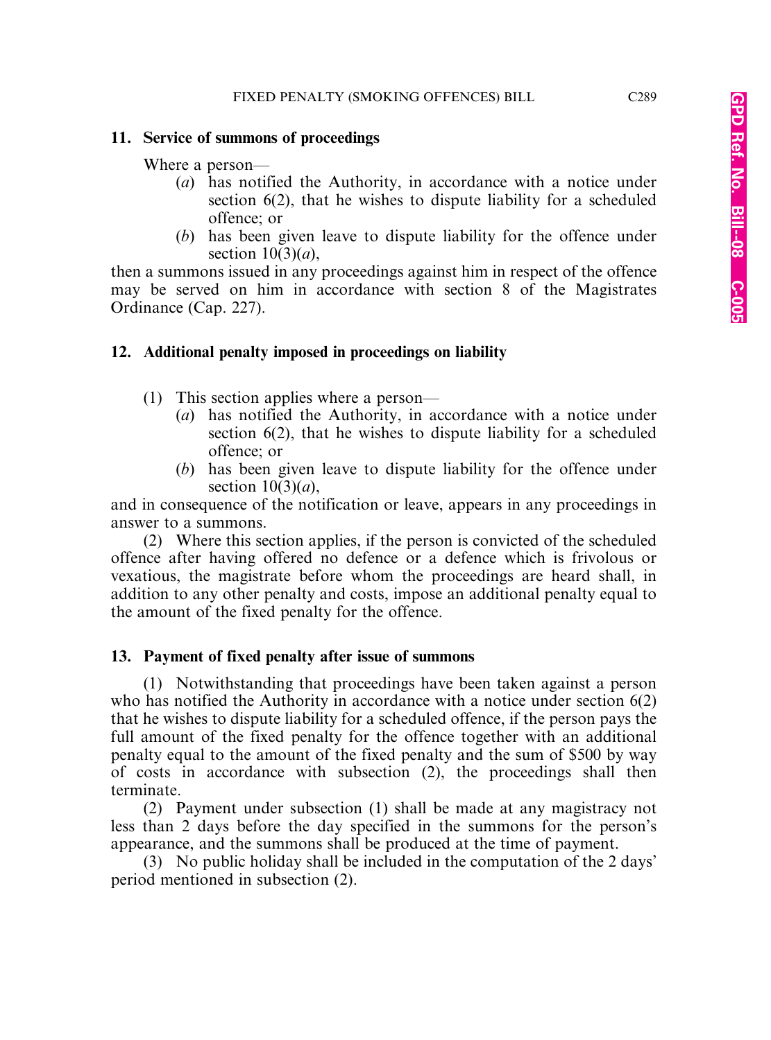### 11. Service of summons of proceedings

Where a person—

- (*a*) has notified the Authority, in accordance with a notice under section 6(2), that he wishes to dispute liability for a scheduled offence; or
- (*b*) has been given leave to dispute liability for the offence under section 10(3)(*a*),

then a summons issued in any proceedings against him in respect of the offence may be served on him in accordance with section 8 of the Magistrates Ordinance (Cap. 227).

### 12. Additional penalty imposed in proceedings on liability

(1) This section applies where a person—

- (*a*) has notified the Authority, in accordance with a notice under section 6(2), that he wishes to dispute liability for a scheduled offence; or
- (*b*) has been given leave to dispute liability for the offence under section 10(3)(*a*),

and in consequence of the notification or leave, appears in any proceedings in answer to a summons.

(2) Where this section applies, if the person is convicted of the scheduled offence after having offered no defence or a defence which is frivolous or vexatious, the magistrate before whom the proceedings are heard shall, in addition to any other penalty and costs, impose an additional penalty equal to the amount of the fixed penalty for the offence.

### 13. Payment of fixed penalty after issue of summons

(1) Notwithstanding that proceedings have been taken against a person who has notified the Authority in accordance with a notice under section 6(2) that he wishes to dispute liability for a scheduled offence, if the person pays the full amount of the fixed penalty for the offence together with an additional penalty equal to the amount of the fixed penalty and the sum of $500 by way of costs in accordance with subsection (2), the proceedings shall then terminate.

(2) Payment under subsection (1) shall be made at any magistracy not less than 2 days before the day specified in the summons for the person's appearance, and the summons shall be produced at the time of payment.

(3) No public holiday shall be included in the computation of the 2 days' period mentioned in subsection (2).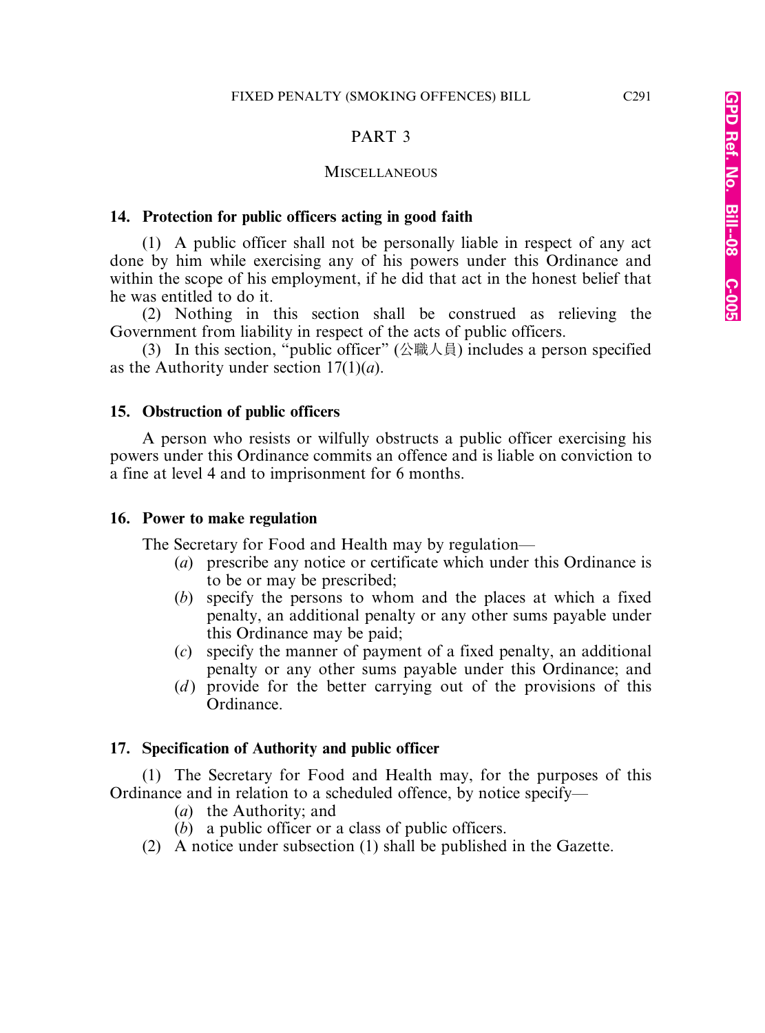## PART 3

### MISCELLANEOUS

**14. Protection for public officers acting in good faith**

(1) A public officer shall not be personally liable in respect of any act done by him while exercising any of his powers under this Ordinance and within the scope of his employment, if he did that act in the honest belief that he was entitled to do it.

(2) Nothing in this section shall be construed as relieving the Government from liability in respect of the acts of public officers.

(3) In this section, "public officer" (公職人員) includes a person specified as the Authority under section 17(1)(*a*).

**15. Obstruction of public officers**

A person who resists or wilfully obstructs a public officer exercising his powers under this Ordinance commits an offence and is liable on conviction to a fine at level 4 and to imprisonment for 6 months.

**16. Power to make regulation**

The Secretary for Food and Health may by regulation—

(*a*) prescribe any notice or certificate which under this Ordinance is to be or may be prescribed;

(*b*) specify the persons to whom and the places at which a fixed penalty, an additional penalty or any other sums payable under this Ordinance may be paid;

(*c*) specify the manner of payment of a fixed penalty, an additional penalty or any other sums payable under this Ordinance; and

(*d*) provide for the better carrying out of the provisions of this Ordinance.

**17. Specification of Authority and public officer**

(1) The Secretary for Food and Health may, for the purposes of this Ordinance and in relation to a scheduled offence, by notice specify—

(*a*) the Authority; and

(*b*) a public officer or a class of public officers.

(2) A notice under subsection (1) shall be published in the Gazette.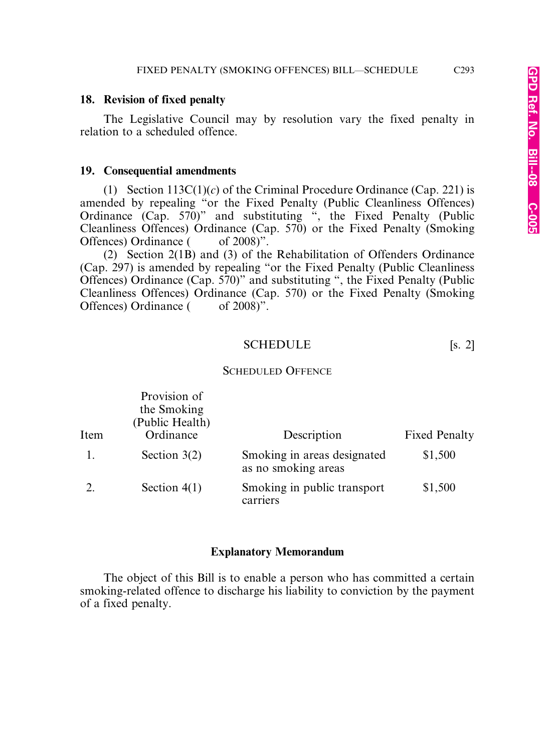## 18. Revision of fixed penalty

The Legislative Council may by resolution vary the fixed penalty in relation to a scheduled offence.

## 19. Consequential amendments

(1) Section 113C(1)(*c*) of the Criminal Procedure Ordinance (Cap. 221) is amended by repealing "or the Fixed Penalty (Public Cleanliness Offences) Ordinance (Cap. 570)" and substituting ", the Fixed Penalty (Public Cleanliness Offences) Ordinance (Cap. 570) or the Fixed Penalty (Smoking Offences) Ordinance (        of 2008)".

(2) Section 2(1B) and (3) of the Rehabilitation of Offenders Ordinance (Cap. 297) is amended by repealing "or the Fixed Penalty (Public Cleanliness Offences) Ordinance (Cap. 570)" and substituting ", the Fixed Penalty (Public Cleanliness Offences) Ordinance (Cap. 570) or the Fixed Penalty (Smoking Offences) Ordinance (        of 2008)".

## SCHEDULE [s. 2]

### SCHEDULED OFFENCE

| Item | Provision of the Smoking (Public Health) Ordinance | Description | Fixed Penalty |
|---|---|---|---|
| 1. | Section 3(2) | Smoking in areas designated as no smoking areas | $1,500 |
| 2. | Section 4(1) | Smoking in public transport carriers | $1,500 |

## Explanatory Memorandum

The object of this Bill is to enable a person who has committed a certain smoking-related offence to discharge his liability to conviction by the payment of a fixed penalty.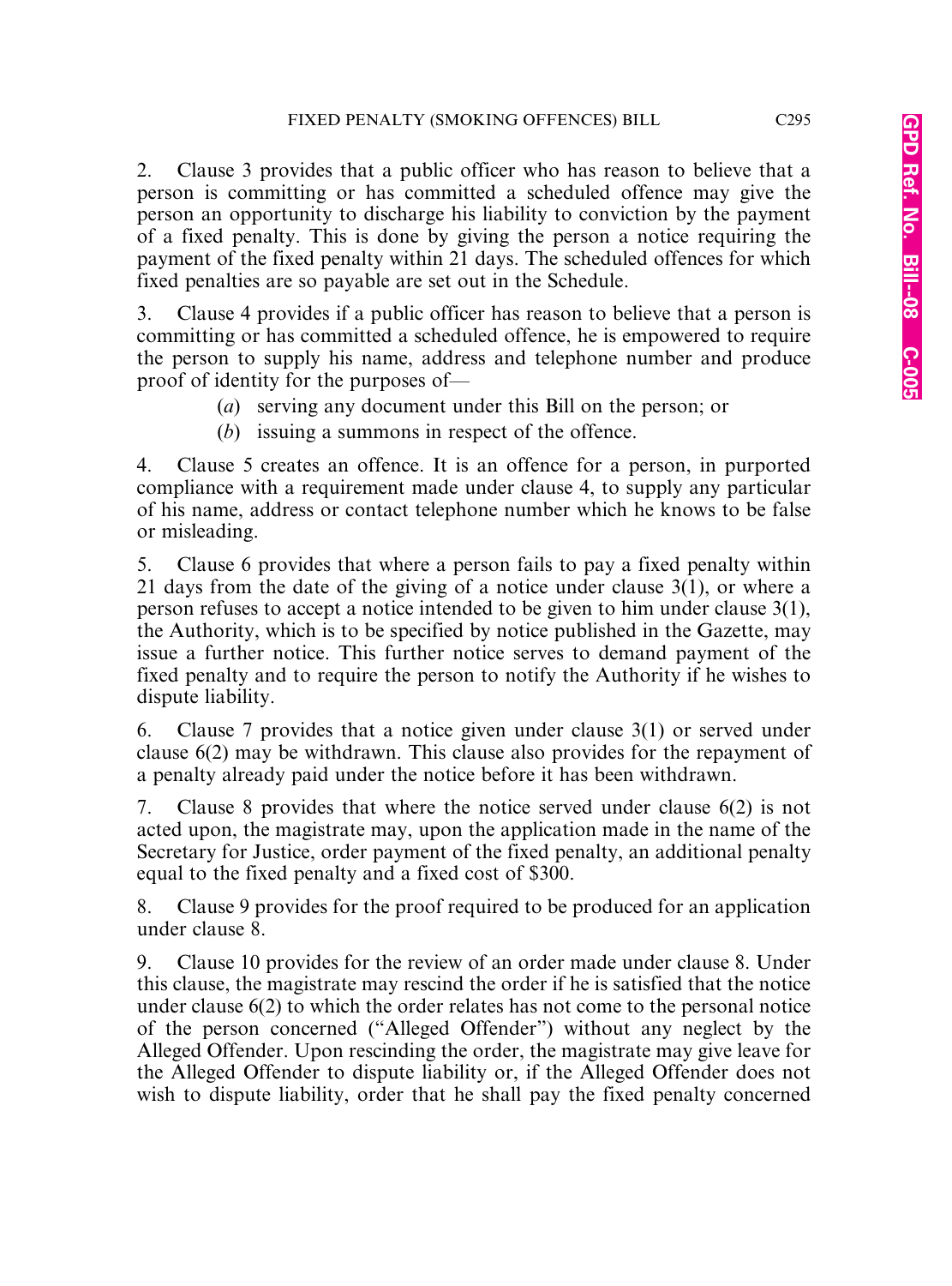2. Clause 3 provides that a public officer who has reason to believe that a person is committing or has committed a scheduled offence may give the person an opportunity to discharge his liability to conviction by the payment of a fixed penalty. This is done by giving the person a notice requiring the payment of the fixed penalty within 21 days. The scheduled offences for which fixed penalties are so payable are set out in the Schedule.

3. Clause 4 provides if a public officer has reason to believe that a person is committing or has committed a scheduled offence, he is empowered to require the person to supply his name, address and telephone number and produce proof of identity for the purposes of—

(*a*) serving any document under this Bill on the person; or

(*b*) issuing a summons in respect of the offence.

4. Clause 5 creates an offence. It is an offence for a person, in purported compliance with a requirement made under clause 4, to supply any particular of his name, address or contact telephone number which he knows to be false or misleading.

5. Clause 6 provides that where a person fails to pay a fixed penalty within 21 days from the date of the giving of a notice under clause 3(1), or where a person refuses to accept a notice intended to be given to him under clause 3(1), the Authority, which is to be specified by notice published in the Gazette, may issue a further notice. This further notice serves to demand payment of the fixed penalty and to require the person to notify the Authority if he wishes to dispute liability.

6. Clause 7 provides that a notice given under clause 3(1) or served under clause 6(2) may be withdrawn. This clause also provides for the repayment of a penalty already paid under the notice before it has been withdrawn.

7. Clause 8 provides that where the notice served under clause 6(2) is not acted upon, the magistrate may, upon the application made in the name of the Secretary for Justice, order payment of the fixed penalty, an additional penalty equal to the fixed penalty and a fixed cost of $300.

8. Clause 9 provides for the proof required to be produced for an application under clause 8.

9. Clause 10 provides for the review of an order made under clause 8. Under this clause, the magistrate may rescind the order if he is satisfied that the notice under clause 6(2) to which the order relates has not come to the personal notice of the person concerned ("Alleged Offender") without any neglect by the Alleged Offender. Upon rescinding the order, the magistrate may give leave for the Alleged Offender to dispute liability or, if the Alleged Offender does not wish to dispute liability, order that he shall pay the fixed penalty concerned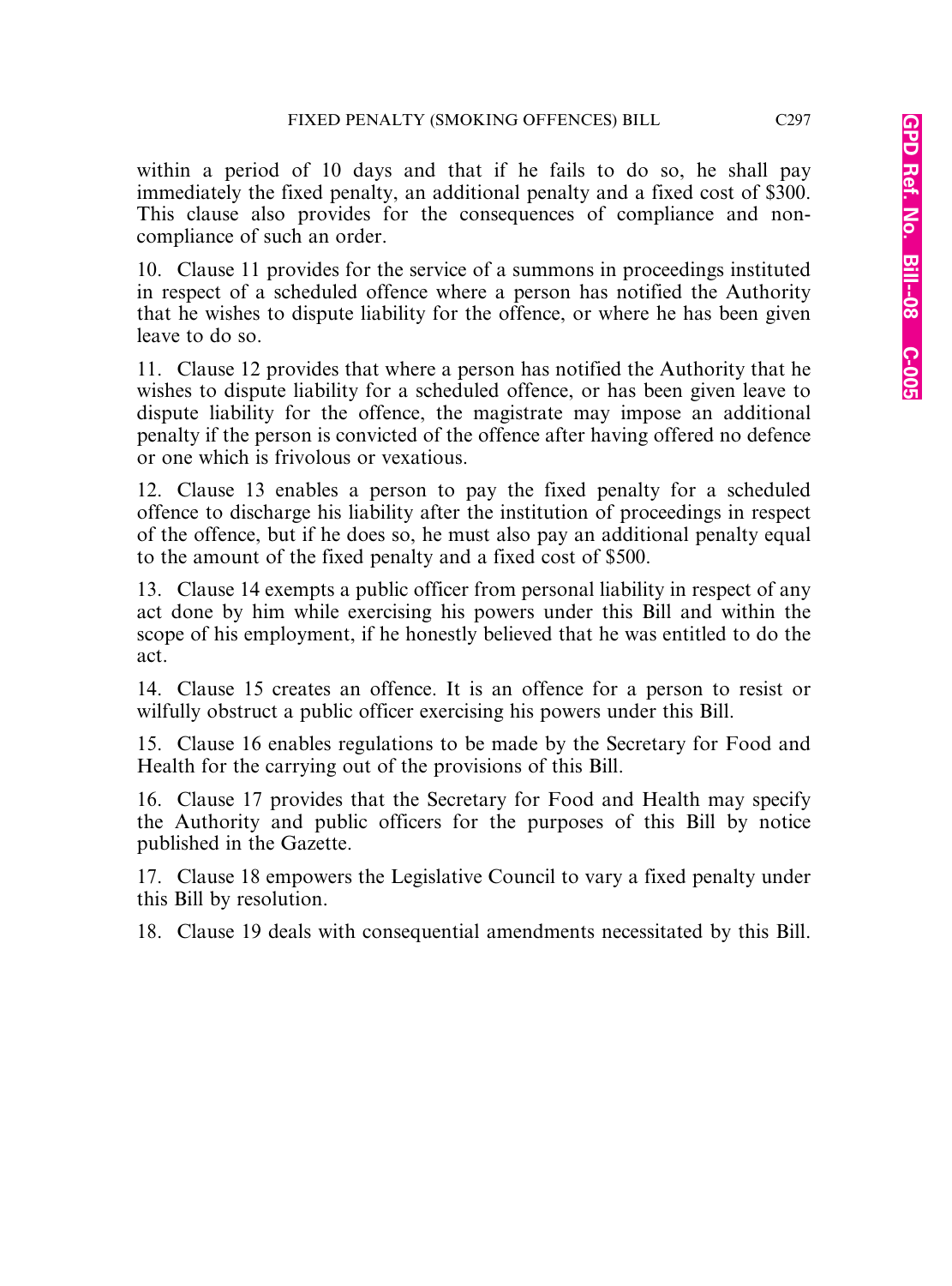within a period of 10 days and that if he fails to do so, he shall pay immediately the fixed penalty, an additional penalty and a fixed cost of $300. This clause also provides for the consequences of compliance and non-compliance of such an order.

10. Clause 11 provides for the service of a summons in proceedings instituted in respect of a scheduled offence where a person has notified the Authority that he wishes to dispute liability for the offence, or where he has been given leave to do so.

11. Clause 12 provides that where a person has notified the Authority that he wishes to dispute liability for a scheduled offence, or has been given leave to dispute liability for the offence, the magistrate may impose an additional penalty if the person is convicted of the offence after having offered no defence or one which is frivolous or vexatious.

12. Clause 13 enables a person to pay the fixed penalty for a scheduled offence to discharge his liability after the institution of proceedings in respect of the offence, but if he does so, he must also pay an additional penalty equal to the amount of the fixed penalty and a fixed cost of $500.

13. Clause 14 exempts a public officer from personal liability in respect of any act done by him while exercising his powers under this Bill and within the scope of his employment, if he honestly believed that he was entitled to do the act.

14. Clause 15 creates an offence. It is an offence for a person to resist or wilfully obstruct a public officer exercising his powers under this Bill.

15. Clause 16 enables regulations to be made by the Secretary for Food and Health for the carrying out of the provisions of this Bill.

16. Clause 17 provides that the Secretary for Food and Health may specify the Authority and public officers for the purposes of this Bill by notice published in the Gazette.

17. Clause 18 empowers the Legislative Council to vary a fixed penalty under this Bill by resolution.

18. Clause 19 deals with consequential amendments necessitated by this Bill.